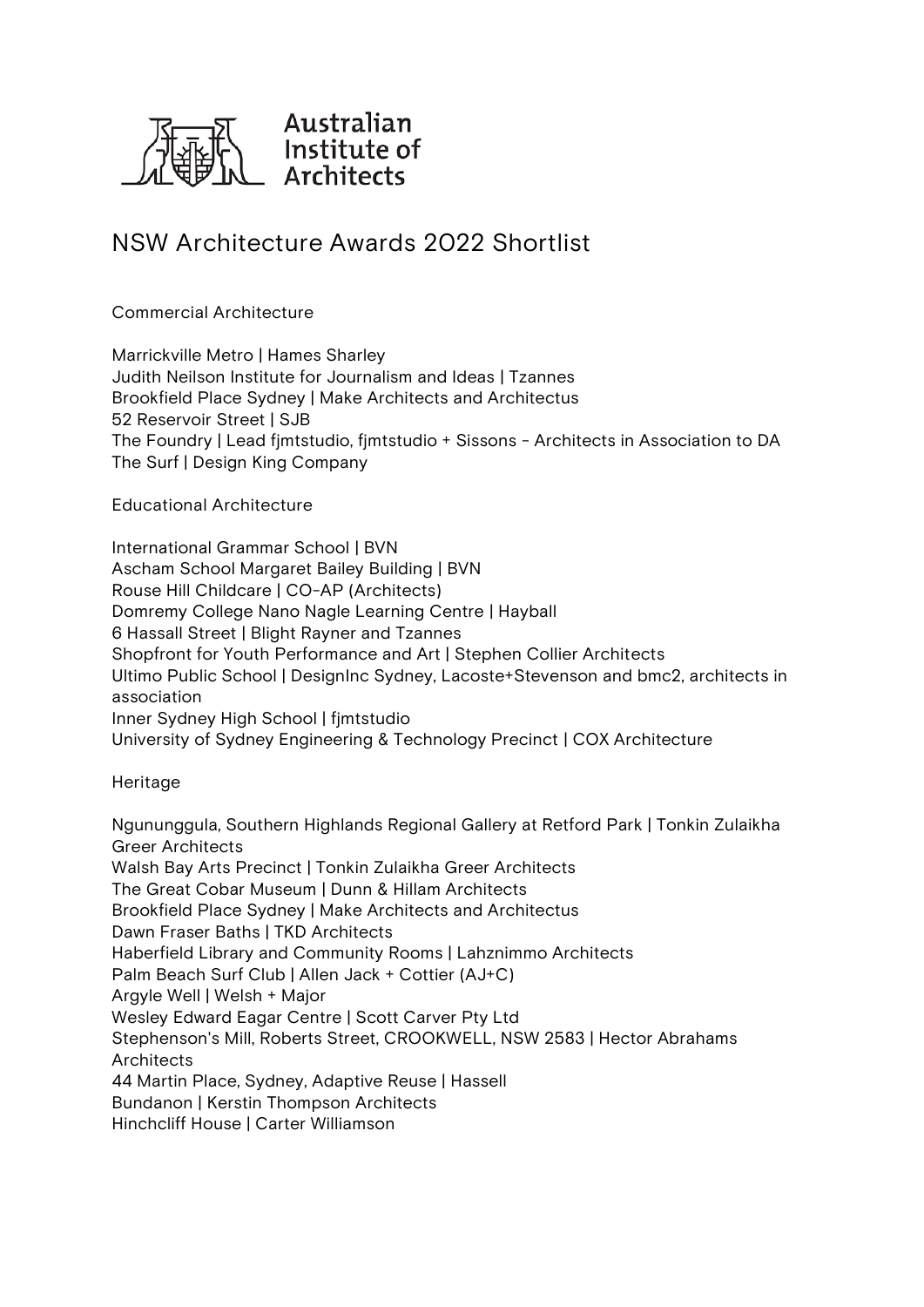Australian Institute of Architects

# NSW Architecture Awards 2022 Shortlist

## Commercial Architecture

Marrickville Metro | Hames Sharley
Judith Neilson Institute for Journalism and Ideas | Tzannes
Brookfield Place Sydney | Make Architects and Architectus
52 Reservoir Street | SJB
The Foundry | Lead fjmtstudio, fjmtstudio + Sissons - Architects in Association to DA
The Surf | Design King Company

## Educational Architecture

International Grammar School | BVN
Ascham School Margaret Bailey Building | BVN
Rouse Hill Childcare | CO-AP (Architects)
Domremy College Nano Nagle Learning Centre | Hayball
6 Hassall Street | Blight Rayner and Tzannes
Shopfront for Youth Performance and Art | Stephen Collier Architects
Ultimo Public School | DesignInc Sydney, Lacoste+Stevenson and bmc2, architects in association
Inner Sydney High School | fjmtstudio
University of Sydney Engineering & Technology Precinct | COX Architecture

## Heritage

Ngununggula, Southern Highlands Regional Gallery at Retford Park | Tonkin Zulaikha Greer Architects
Walsh Bay Arts Precinct | Tonkin Zulaikha Greer Architects
The Great Cobar Museum | Dunn & Hillam Architects
Brookfield Place Sydney | Make Architects and Architectus
Dawn Fraser Baths | TKD Architects
Haberfield Library and Community Rooms | Lahznimmo Architects
Palm Beach Surf Club | Allen Jack + Cottier (AJ+C)
Argyle Well | Welsh + Major
Wesley Edward Eagar Centre | Scott Carver Pty Ltd
Stephenson's Mill, Roberts Street, CROOKWELL, NSW 2583 | Hector Abrahams Architects
44 Martin Place, Sydney, Adaptive Reuse | Hassell
Bundanon | Kerstin Thompson Architects
Hinchcliff House | Carter Williamson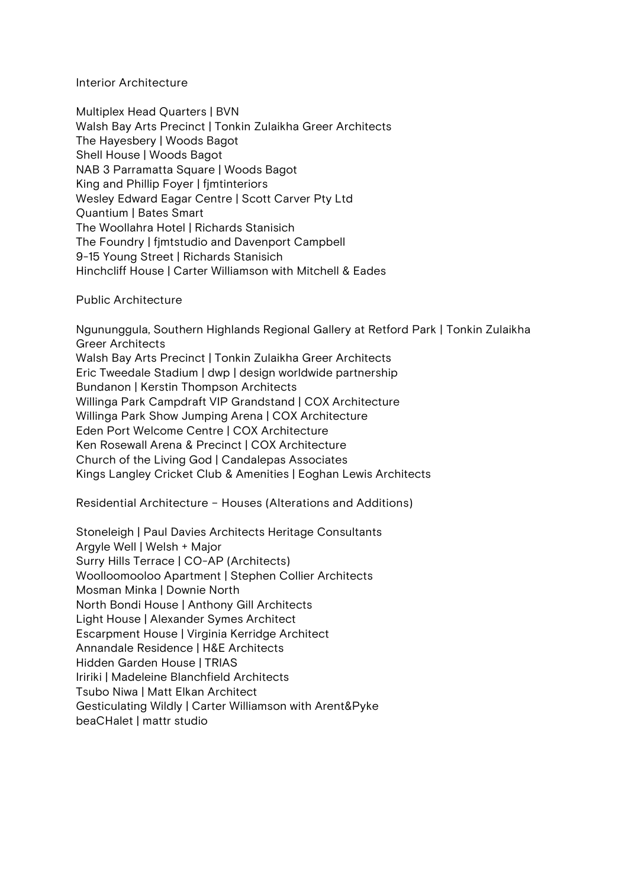## Interior Architecture

Multiplex Head Quarters | BVN
Walsh Bay Arts Precinct | Tonkin Zulaikha Greer Architects
The Hayesbery | Woods Bagot
Shell House | Woods Bagot
NAB 3 Parramatta Square | Woods Bagot
King and Phillip Foyer | fjmtinteriors
Wesley Edward Eagar Centre | Scott Carver Pty Ltd
Quantium | Bates Smart
The Woollahra Hotel | Richards Stanisich
The Foundry | fjmtstudio and Davenport Campbell
9-15 Young Street | Richards Stanisich
Hinchcliff House | Carter Williamson with Mitchell & Eades

## Public Architecture

Ngununggula, Southern Highlands Regional Gallery at Retford Park | Tonkin Zulaikha Greer Architects
Walsh Bay Arts Precinct | Tonkin Zulaikha Greer Architects
Eric Tweedale Stadium | dwp | design worldwide partnership
Bundanon | Kerstin Thompson Architects
Willinga Park Campdraft VIP Grandstand | COX Architecture
Willinga Park Show Jumping Arena | COX Architecture
Eden Port Welcome Centre | COX Architecture
Ken Rosewall Arena & Precinct | COX Architecture
Church of the Living God | Candalepas Associates
Kings Langley Cricket Club & Amenities | Eoghan Lewis Architects

## Residential Architecture – Houses (Alterations and Additions)

Stoneleigh | Paul Davies Architects Heritage Consultants
Argyle Well | Welsh + Major
Surry Hills Terrace | CO-AP (Architects)
Woolloomooloo Apartment | Stephen Collier Architects
Mosman Minka | Downie North
North Bondi House | Anthony Gill Architects
Light House | Alexander Symes Architect
Escarpment House | Virginia Kerridge Architect
Annandale Residence | H&E Architects
Hidden Garden House | TRIAS
Iririki | Madeleine Blanchfield Architects
Tsubo Niwa | Matt Elkan Architect
Gesticulating Wildly | Carter Williamson with Arent&Pyke
beaCHalet | mattr studio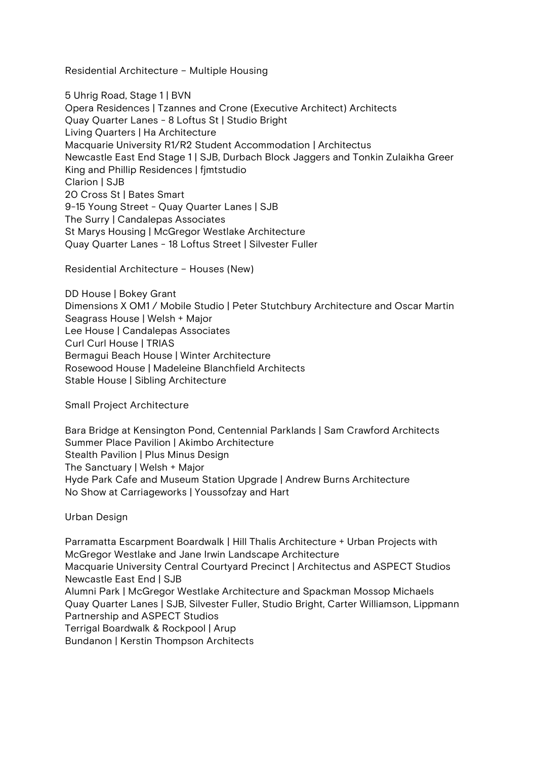## Residential Architecture – Multiple Housing

5 Uhrig Road, Stage 1 | BVN
Opera Residences | Tzannes and Crone (Executive Architect) Architects
Quay Quarter Lanes - 8 Loftus St | Studio Bright
Living Quarters | Ha Architecture
Macquarie University R1/R2 Student Accommodation | Architectus
Newcastle East End Stage 1 | SJB, Durbach Block Jaggers and Tonkin Zulaikha Greer
King and Phillip Residences | fjmtstudio
Clarion | SJB
20 Cross St | Bates Smart
9-15 Young Street - Quay Quarter Lanes | SJB
The Surry | Candalepas Associates
St Marys Housing | McGregor Westlake Architecture
Quay Quarter Lanes - 18 Loftus Street | Silvester Fuller

## Residential Architecture – Houses (New)

DD House | Bokey Grant
Dimensions X OM1 / Mobile Studio | Peter Stutchbury Architecture and Oscar Martin
Seagrass House | Welsh + Major
Lee House | Candalepas Associates
Curl Curl House | TRIAS
Bermagui Beach House | Winter Architecture
Rosewood House | Madeleine Blanchfield Architects
Stable House | Sibling Architecture

## Small Project Architecture

Bara Bridge at Kensington Pond, Centennial Parklands | Sam Crawford Architects
Summer Place Pavilion | Akimbo Architecture
Stealth Pavilion | Plus Minus Design
The Sanctuary | Welsh + Major
Hyde Park Cafe and Museum Station Upgrade | Andrew Burns Architecture
No Show at Carriageworks | Youssofzay and Hart

## Urban Design

Parramatta Escarpment Boardwalk | Hill Thalis Architecture + Urban Projects with McGregor Westlake and Jane Irwin Landscape Architecture
Macquarie University Central Courtyard Precinct | Architectus and ASPECT Studios
Newcastle East End | SJB
Alumni Park | McGregor Westlake Architecture and Spackman Mossop Michaels
Quay Quarter Lanes | SJB, Silvester Fuller, Studio Bright, Carter Williamson, Lippmann Partnership and ASPECT Studios
Terrigal Boardwalk & Rockpool | Arup
Bundanon | Kerstin Thompson Architects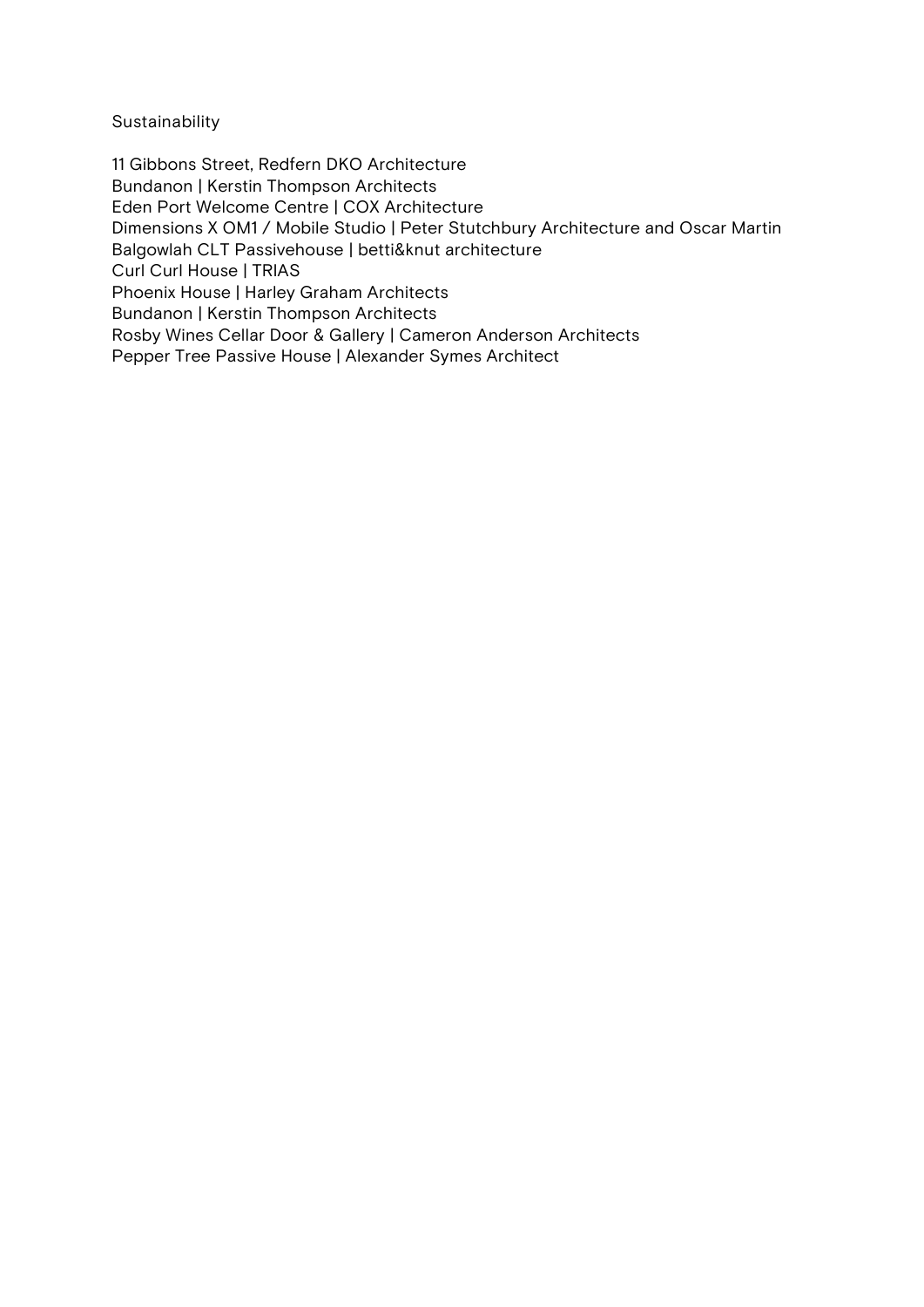Sustainability

11 Gibbons Street, Redfern DKO Architecture
Bundanon | Kerstin Thompson Architects
Eden Port Welcome Centre | COX Architecture
Dimensions X OM1 / Mobile Studio | Peter Stutchbury Architecture and Oscar Martin
Balgowlah CLT Passivehouse | betti&knut architecture
Curl Curl House | TRIAS
Phoenix House | Harley Graham Architects
Bundanon | Kerstin Thompson Architects
Rosby Wines Cellar Door & Gallery | Cameron Anderson Architects
Pepper Tree Passive House | Alexander Symes Architect